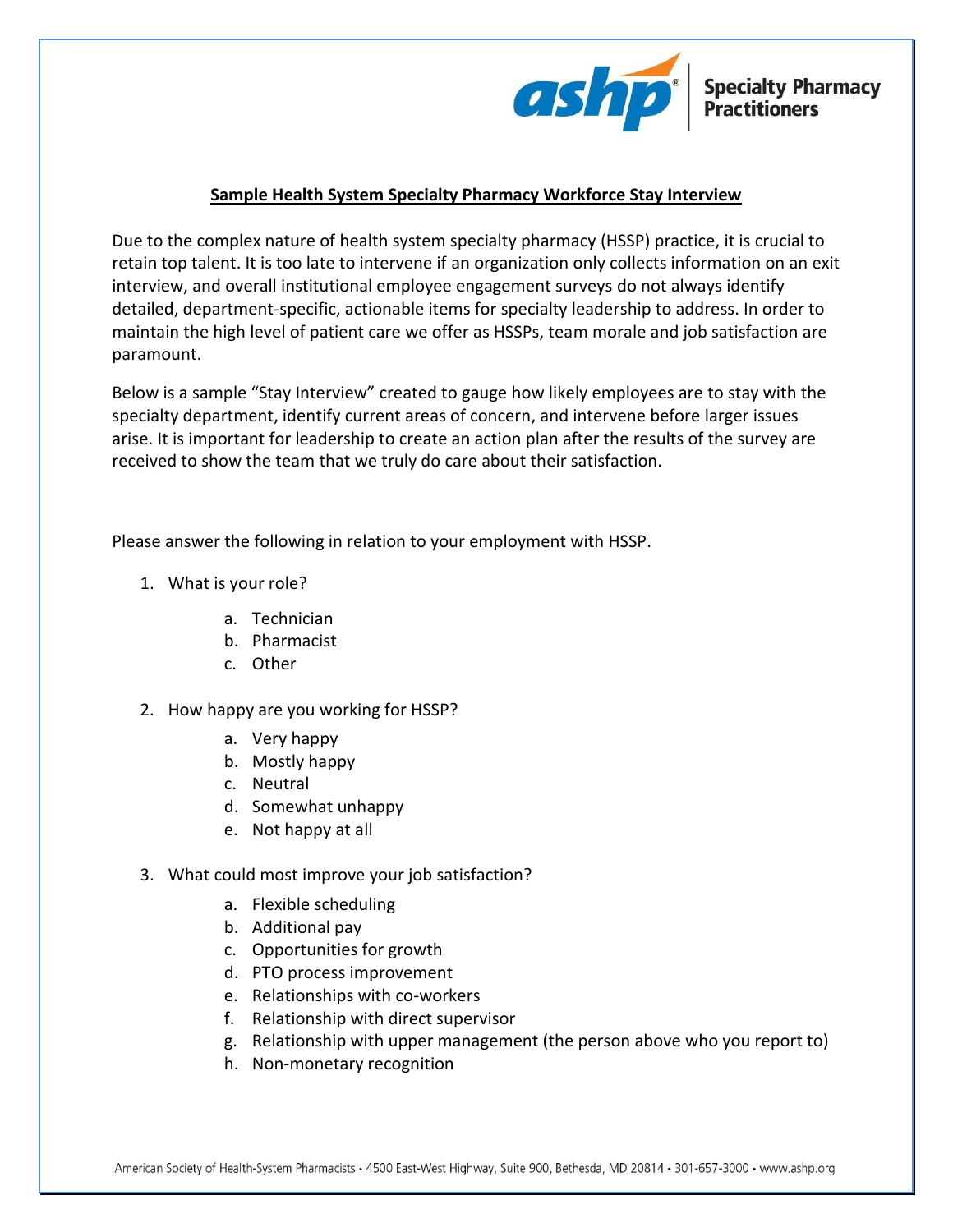**ashp** Specialty Pharmacy Practitioners

## Sample Health System Specialty Pharmacy Workforce Stay Interview

Due to the complex nature of health system specialty pharmacy (HSSP) practice, it is crucial to retain top talent. It is too late to intervene if an organization only collects information on an exit interview, and overall institutional employee engagement surveys do not always identify detailed, department-specific, actionable items for specialty leadership to address. In order to maintain the high level of patient care we offer as HSSPs, team morale and job satisfaction are paramount.

Below is a sample "Stay Interview" created to gauge how likely employees are to stay with the specialty department, identify current areas of concern, and intervene before larger issues arise. It is important for leadership to create an action plan after the results of the survey are received to show the team that we truly do care about their satisfaction.

Please answer the following in relation to your employment with HSSP.

1. What is your role?
   a. Technician
   b. Pharmacist
   c. Other

2. How happy are you working for HSSP?
   a. Very happy
   b. Mostly happy
   c. Neutral
   d. Somewhat unhappy
   e. Not happy at all

3. What could most improve your job satisfaction?
   a. Flexible scheduling
   b. Additional pay
   c. Opportunities for growth
   d. PTO process improvement
   e. Relationships with co-workers
   f. Relationship with direct supervisor
   g. Relationship with upper management (the person above who you report to)
   h. Non-monetary recognition

American Society of Health-System Pharmacists • 4500 East-West Highway, Suite 900, Bethesda, MD 20814 • 301-657-3000 • www.ashp.org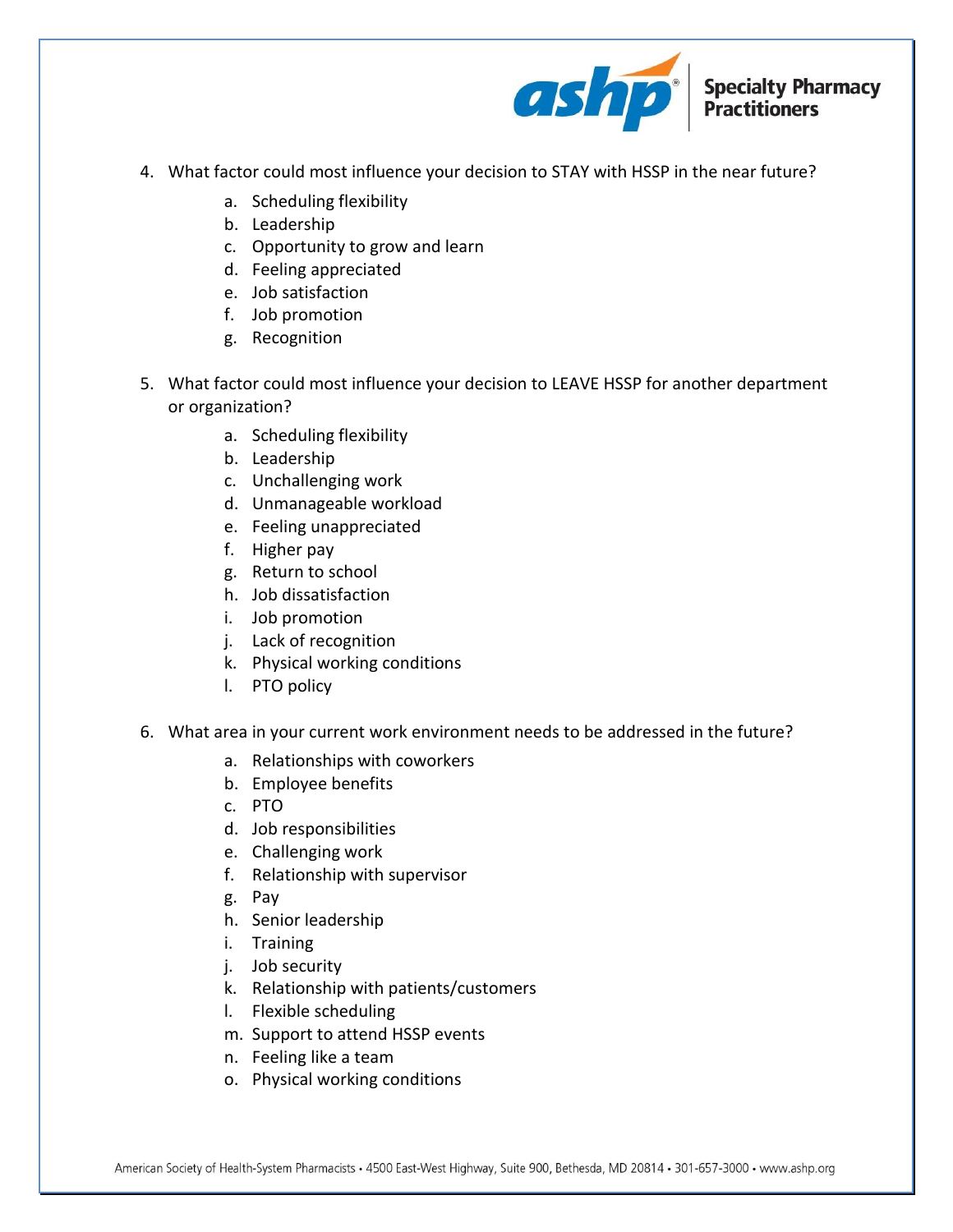4. What factor could most influence your decision to STAY with HSSP in the near future?
    a. Scheduling flexibility
    b. Leadership
    c. Opportunity to grow and learn
    d. Feeling appreciated
    e. Job satisfaction
    f. Job promotion
    g. Recognition

5. What factor could most influence your decision to LEAVE HSSP for another department or organization?
    a. Scheduling flexibility
    b. Leadership
    c. Unchallenging work
    d. Unmanageable workload
    e. Feeling unappreciated
    f. Higher pay
    g. Return to school
    h. Job dissatisfaction
    i. Job promotion
    j. Lack of recognition
    k. Physical working conditions
    l. PTO policy

6. What area in your current work environment needs to be addressed in the future?
    a. Relationships with coworkers
    b. Employee benefits
    c. PTO
    d. Job responsibilities
    e. Challenging work
    f. Relationship with supervisor
    g. Pay
    h. Senior leadership
    i. Training
    j. Job security
    k. Relationship with patients/customers
    l. Flexible scheduling
    m. Support to attend HSSP events
    n. Feeling like a team
    o. Physical working conditions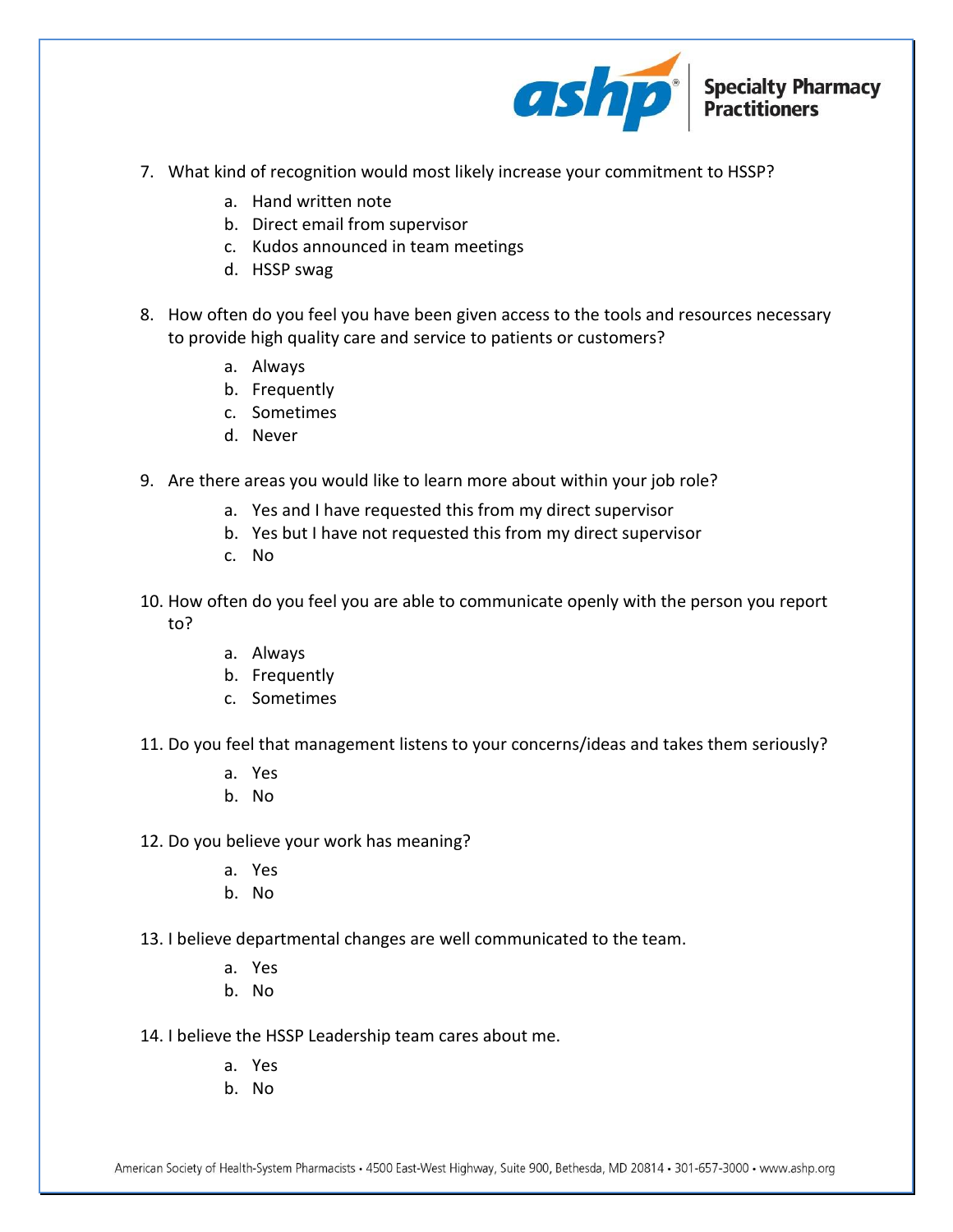7. What kind of recognition would most likely increase your commitment to HSSP?
    a. Hand written note
    b. Direct email from supervisor
    c. Kudos announced in team meetings
    d. HSSP swag

8. How often do you feel you have been given access to the tools and resources necessary to provide high quality care and service to patients or customers?
    a. Always
    b. Frequently
    c. Sometimes
    d. Never

9. Are there areas you would like to learn more about within your job role?
    a. Yes and I have requested this from my direct supervisor
    b. Yes but I have not requested this from my direct supervisor
    c. No

10. How often do you feel you are able to communicate openly with the person you report to?
    a. Always
    b. Frequently
    c. Sometimes

11. Do you feel that management listens to your concerns/ideas and takes them seriously?
    a. Yes
    b. No

12. Do you believe your work has meaning?
    a. Yes
    b. No

13. I believe departmental changes are well communicated to the team.
    a. Yes
    b. No

14. I believe the HSSP Leadership team cares about me.
    a. Yes
    b. No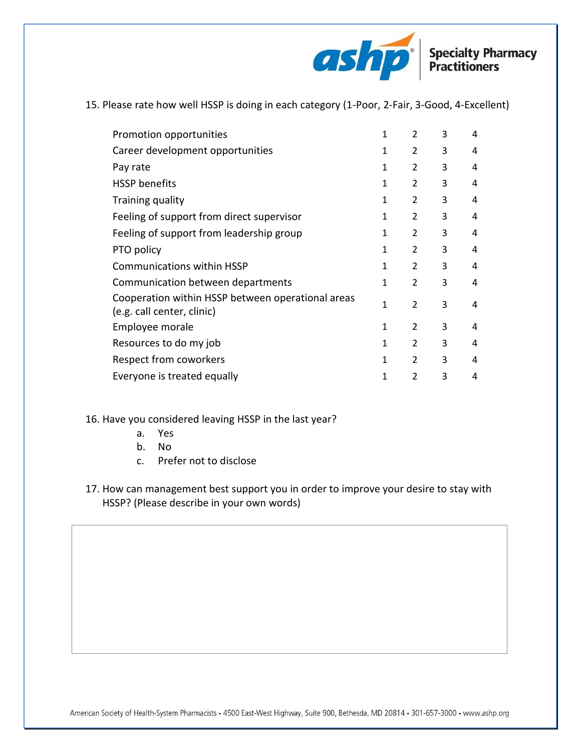15. Please rate how well HSSP is doing in each category (1-Poor, 2-Fair, 3-Good, 4-Excellent)

| | | | | |
|---|---|---|---|---|
| Promotion opportunities | 1 | 2 | 3 | 4 |
| Career development opportunities | 1 | 2 | 3 | 4 |
| Pay rate | 1 | 2 | 3 | 4 |
| HSSP benefits | 1 | 2 | 3 | 4 |
| Training quality | 1 | 2 | 3 | 4 |
| Feeling of support from direct supervisor | 1 | 2 | 3 | 4 |
| Feeling of support from leadership group | 1 | 2 | 3 | 4 |
| PTO policy | 1 | 2 | 3 | 4 |
| Communications within HSSP | 1 | 2 | 3 | 4 |
| Communication between departments | 1 | 2 | 3 | 4 |
| Cooperation within HSSP between operational areas (e.g. call center, clinic) | 1 | 2 | 3 | 4 |
| Employee morale | 1 | 2 | 3 | 4 |
| Resources to do my job | 1 | 2 | 3 | 4 |
| Respect from coworkers | 1 | 2 | 3 | 4 |
| Everyone is treated equally | 1 | 2 | 3 | 4 |

16. Have you considered leaving HSSP in the last year?
    a. Yes
    b. No
    c. Prefer not to disclose

17. How can management best support you in order to improve your desire to stay with HSSP? (Please describe in your own words)